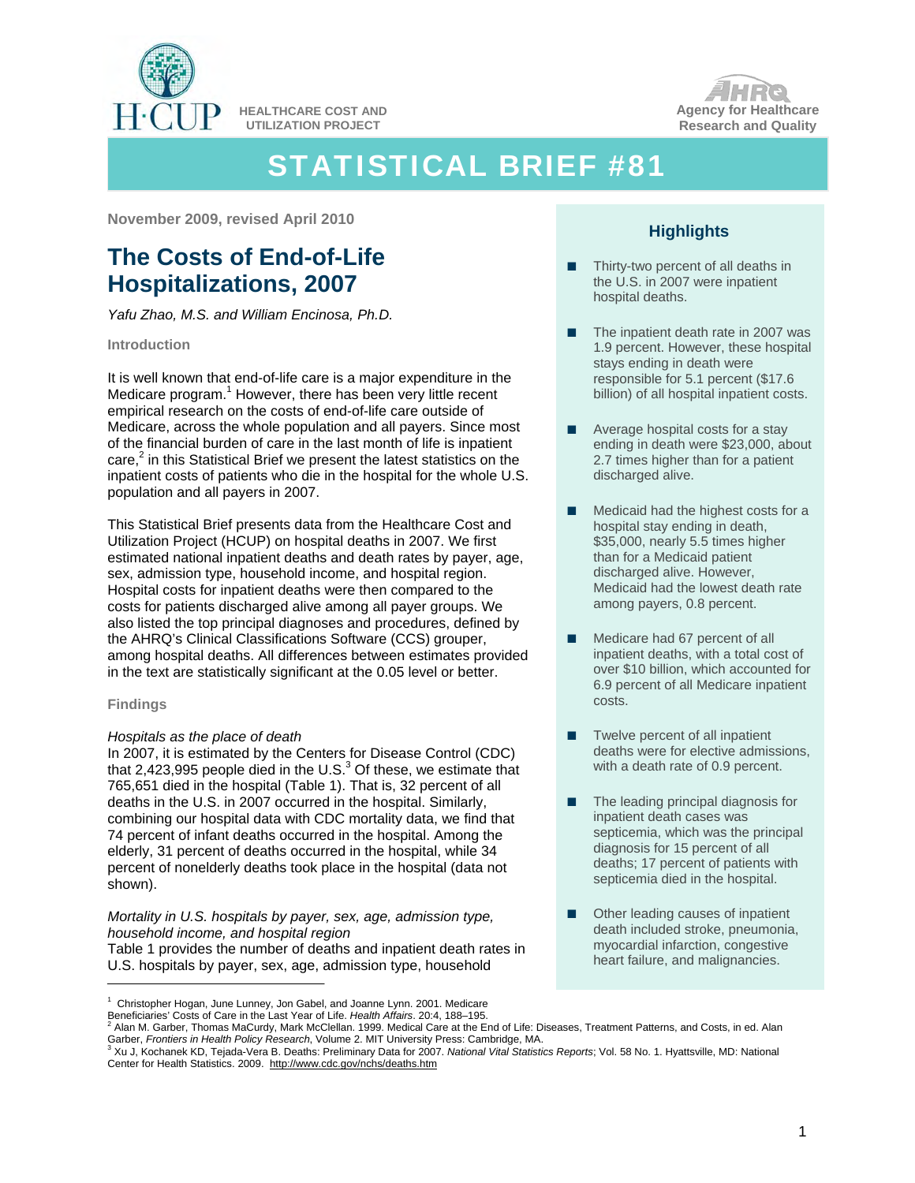HEALTHCARE COST AND UTILIZATION PROJECT

Agency for Healthcare Research and Quality

# STATISTICAL BRIEF #81

**November 2009, revised April 2010**

## The Costs of End-of-Life Hospitalizations, 2007

*Yafu Zhao, M.S. and William Encinosa, Ph.D.*

### Introduction

It is well known that end-of-life care is a major expenditure in the Medicare program.[1] However, there has been very little recent empirical research on the costs of end-of-life care outside of Medicare, across the whole population and all payers. Since most of the financial burden of care in the last month of life is inpatient care,[2] in this Statistical Brief we present the latest statistics on the inpatient costs of patients who die in the hospital for the whole U.S. population and all payers in 2007.

This Statistical Brief presents data from the Healthcare Cost and Utilization Project (HCUP) on hospital deaths in 2007. We first estimated national inpatient deaths and death rates by payer, age, sex, admission type, household income, and hospital region. Hospital costs for inpatient deaths were then compared to the costs for patients discharged alive among all payer groups. We also listed the top principal diagnoses and procedures, defined by the AHRQ's Clinical Classifications Software (CCS) grouper, among hospital deaths. All differences between estimates provided in the text are statistically significant at the 0.05 level or better.

### Findings

*Hospitals as the place of death*

In 2007, it is estimated by the Centers for Disease Control (CDC) that 2,423,995 people died in the U.S.[3] Of these, we estimate that 765,651 died in the hospital (Table 1). That is, 32 percent of all deaths in the U.S. in 2007 occurred in the hospital. Similarly, combining our hospital data with CDC mortality data, we find that 74 percent of infant deaths occurred in the hospital. Among the elderly, 31 percent of deaths occurred in the hospital, while 34 percent of nonelderly deaths took place in the hospital (data not shown).

*Mortality in U.S. hospitals by payer, sex, age, admission type, household income, and hospital region*

Table 1 provides the number of deaths and inpatient death rates in U.S. hospitals by payer, sex, age, admission type, household

### Highlights

- Thirty-two percent of all deaths in the U.S. in 2007 were inpatient hospital deaths.
- The inpatient death rate in 2007 was 1.9 percent. However, these hospital stays ending in death were responsible for 5.1 percent ($17.6 billion) of all hospital inpatient costs.
- Average hospital costs for a stay ending in death were $23,000, about 2.7 times higher than for a patient discharged alive.
- Medicaid had the highest costs for a hospital stay ending in death, $35,000, nearly 5.5 times higher than for a Medicaid patient discharged alive. However, Medicaid had the lowest death rate among payers, 0.8 percent.
- Medicare had 67 percent of all inpatient deaths, with a total cost of over $10 billion, which accounted for 6.9 percent of all Medicare inpatient costs.
- Twelve percent of all inpatient deaths were for elective admissions, with a death rate of 0.9 percent.
- The leading principal diagnosis for inpatient death cases was septicemia, which was the principal diagnosis for 15 percent of all deaths; 17 percent of patients with septicemia died in the hospital.
- Other leading causes of inpatient death included stroke, pneumonia, myocardial infarction, congestive heart failure, and malignancies.

---

[1] Christopher Hogan, June Lunney, Jon Gabel, and Joanne Lynn. 2001. Medicare Beneficiaries' Costs of Care in the Last Year of Life. *Health Affairs*. 20:4, 188–195.

[2] Alan M. Garber, Thomas MaCurdy, Mark McClellan. 1999. Medical Care at the End of Life: Diseases, Treatment Patterns, and Costs, in ed. Alan Garber, *Frontiers in Health Policy Research*, Volume 2. MIT University Press: Cambridge, MA.

[3] Xu J, Kochanek KD, Tejada-Vera B. Deaths: Preliminary Data for 2007. *National Vital Statistics Reports*; Vol. 58 No. 1. Hyattsville, MD: National Center for Health Statistics. 2009. http://www.cdc.gov/nchs/deaths.htm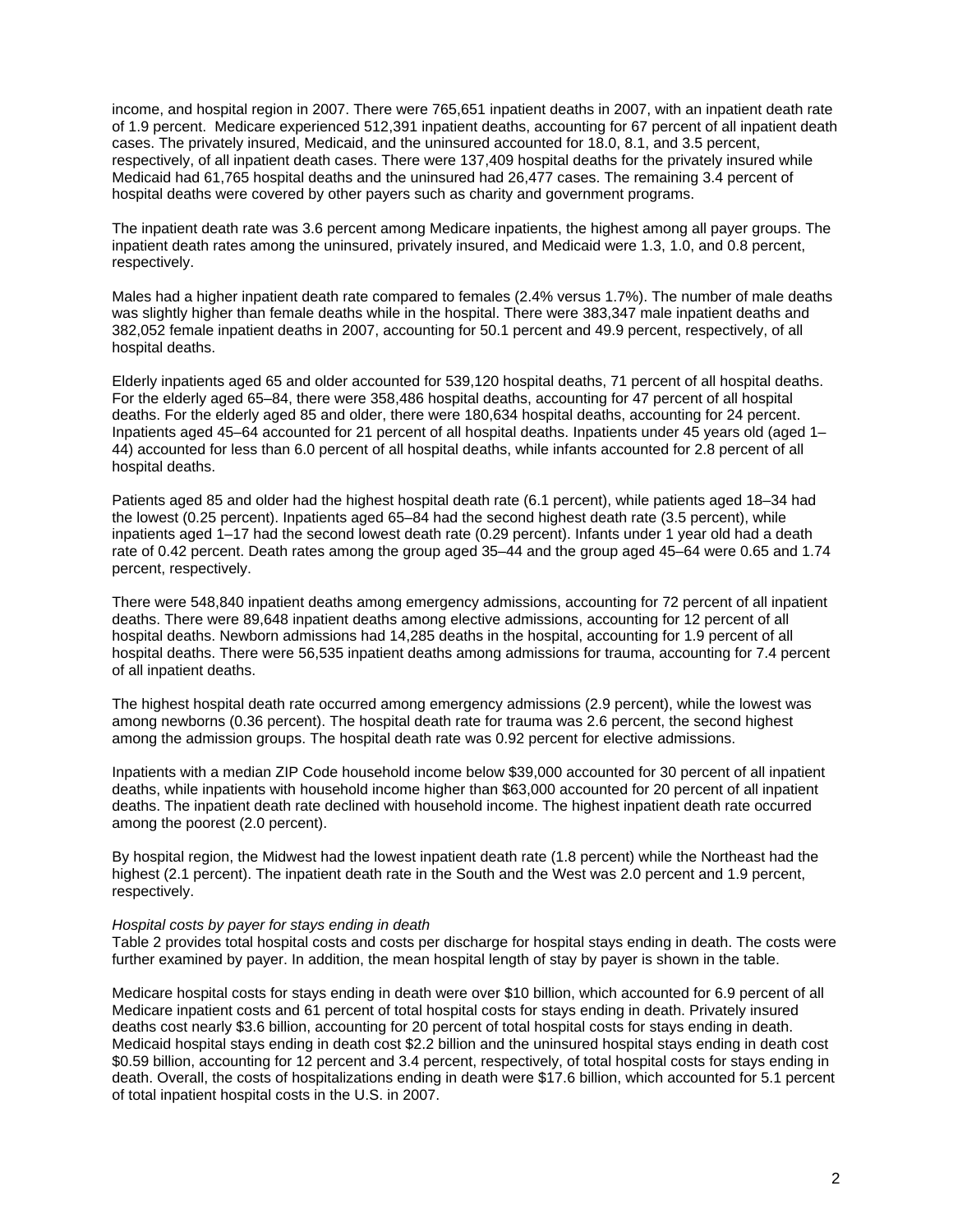income, and hospital region in 2007. There were 765,651 inpatient deaths in 2007, with an inpatient death rate of 1.9 percent. Medicare experienced 512,391 inpatient deaths, accounting for 67 percent of all inpatient death cases. The privately insured, Medicaid, and the uninsured accounted for 18.0, 8.1, and 3.5 percent, respectively, of all inpatient death cases. There were 137,409 hospital deaths for the privately insured while Medicaid had 61,765 hospital deaths and the uninsured had 26,477 cases. The remaining 3.4 percent of hospital deaths were covered by other payers such as charity and government programs.

The inpatient death rate was 3.6 percent among Medicare inpatients, the highest among all payer groups. The inpatient death rates among the uninsured, privately insured, and Medicaid were 1.3, 1.0, and 0.8 percent, respectively.

Males had a higher inpatient death rate compared to females (2.4% versus 1.7%). The number of male deaths was slightly higher than female deaths while in the hospital. There were 383,347 male inpatient deaths and 382,052 female inpatient deaths in 2007, accounting for 50.1 percent and 49.9 percent, respectively, of all hospital deaths.

Elderly inpatients aged 65 and older accounted for 539,120 hospital deaths, 71 percent of all hospital deaths. For the elderly aged 65–84, there were 358,486 hospital deaths, accounting for 47 percent of all hospital deaths. For the elderly aged 85 and older, there were 180,634 hospital deaths, accounting for 24 percent. Inpatients aged 45–64 accounted for 21 percent of all hospital deaths. Inpatients under 45 years old (aged 1–44) accounted for less than 6.0 percent of all hospital deaths, while infants accounted for 2.8 percent of all hospital deaths.

Patients aged 85 and older had the highest hospital death rate (6.1 percent), while patients aged 18–34 had the lowest (0.25 percent). Inpatients aged 65–84 had the second highest death rate (3.5 percent), while inpatients aged 1–17 had the second lowest death rate (0.29 percent). Infants under 1 year old had a death rate of 0.42 percent. Death rates among the group aged 35–44 and the group aged 45–64 were 0.65 and 1.74 percent, respectively.

There were 548,840 inpatient deaths among emergency admissions, accounting for 72 percent of all inpatient deaths. There were 89,648 inpatient deaths among elective admissions, accounting for 12 percent of all hospital deaths. Newborn admissions had 14,285 deaths in the hospital, accounting for 1.9 percent of all hospital deaths. There were 56,535 inpatient deaths among admissions for trauma, accounting for 7.4 percent of all inpatient deaths.

The highest hospital death rate occurred among emergency admissions (2.9 percent), while the lowest was among newborns (0.36 percent). The hospital death rate for trauma was 2.6 percent, the second highest among the admission groups. The hospital death rate was 0.92 percent for elective admissions.

Inpatients with a median ZIP Code household income below $39,000 accounted for 30 percent of all inpatient deaths, while inpatients with household income higher than $63,000 accounted for 20 percent of all inpatient deaths. The inpatient death rate declined with household income. The highest inpatient death rate occurred among the poorest (2.0 percent).

By hospital region, the Midwest had the lowest inpatient death rate (1.8 percent) while the Northeast had the highest (2.1 percent). The inpatient death rate in the South and the West was 2.0 percent and 1.9 percent, respectively.

*Hospital costs by payer for stays ending in death*

Table 2 provides total hospital costs and costs per discharge for hospital stays ending in death. The costs were further examined by payer. In addition, the mean hospital length of stay by payer is shown in the table.

Medicare hospital costs for stays ending in death were over $10 billion, which accounted for 6.9 percent of all Medicare inpatient costs and 61 percent of total hospital costs for stays ending in death. Privately insured deaths cost nearly $3.6 billion, accounting for 20 percent of total hospital costs for stays ending in death. Medicaid hospital stays ending in death cost $2.2 billion and the uninsured hospital stays ending in death cost $0.59 billion, accounting for 12 percent and 3.4 percent, respectively, of total hospital costs for stays ending in death. Overall, the costs of hospitalizations ending in death were $17.6 billion, which accounted for 5.1 percent of total inpatient hospital costs in the U.S. in 2007.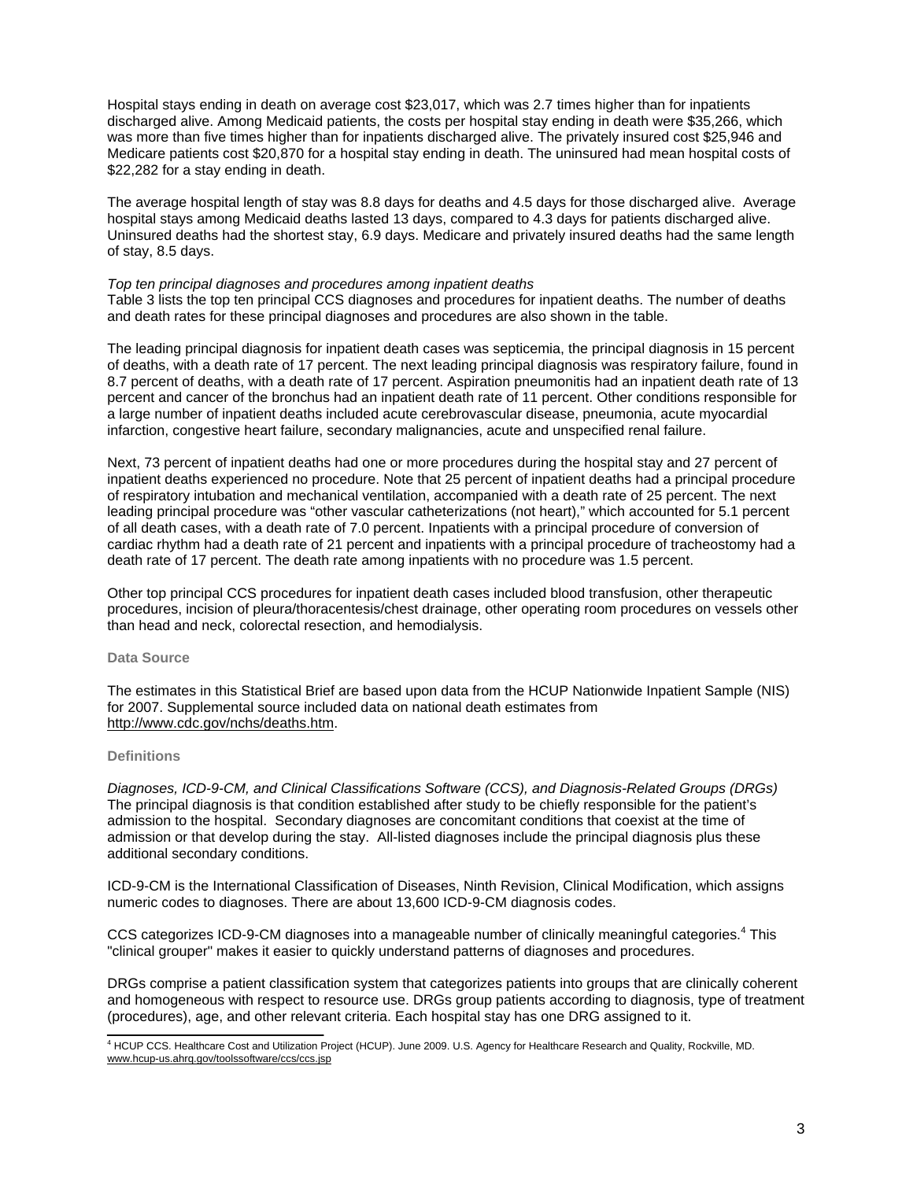Hospital stays ending in death on average cost $23,017, which was 2.7 times higher than for inpatients discharged alive. Among Medicaid patients, the costs per hospital stay ending in death were $35,266, which was more than five times higher than for inpatients discharged alive. The privately insured cost $25,946 and Medicare patients cost $20,870 for a hospital stay ending in death. The uninsured had mean hospital costs of $22,282 for a stay ending in death.

The average hospital length of stay was 8.8 days for deaths and 4.5 days for those discharged alive. Average hospital stays among Medicaid deaths lasted 13 days, compared to 4.3 days for patients discharged alive. Uninsured deaths had the shortest stay, 6.9 days. Medicare and privately insured deaths had the same length of stay, 8.5 days.

*Top ten principal diagnoses and procedures among inpatient deaths*

Table 3 lists the top ten principal CCS diagnoses and procedures for inpatient deaths. The number of deaths and death rates for these principal diagnoses and procedures are also shown in the table.

The leading principal diagnosis for inpatient death cases was septicemia, the principal diagnosis in 15 percent of deaths, with a death rate of 17 percent. The next leading principal diagnosis was respiratory failure, found in 8.7 percent of deaths, with a death rate of 17 percent. Aspiration pneumonitis had an inpatient death rate of 13 percent and cancer of the bronchus had an inpatient death rate of 11 percent. Other conditions responsible for a large number of inpatient deaths included acute cerebrovascular disease, pneumonia, acute myocardial infarction, congestive heart failure, secondary malignancies, acute and unspecified renal failure.

Next, 73 percent of inpatient deaths had one or more procedures during the hospital stay and 27 percent of inpatient deaths experienced no procedure. Note that 25 percent of inpatient deaths had a principal procedure of respiratory intubation and mechanical ventilation, accompanied with a death rate of 25 percent. The next leading principal procedure was "other vascular catheterizations (not heart)," which accounted for 5.1 percent of all death cases, with a death rate of 7.0 percent. Inpatients with a principal procedure of conversion of cardiac rhythm had a death rate of 21 percent and inpatients with a principal procedure of tracheostomy had a death rate of 17 percent. The death rate among inpatients with no procedure was 1.5 percent.

Other top principal CCS procedures for inpatient death cases included blood transfusion, other therapeutic procedures, incision of pleura/thoracentesis/chest drainage, other operating room procedures on vessels other than head and neck, colorectal resection, and hemodialysis.

## Data Source

The estimates in this Statistical Brief are based upon data from the HCUP Nationwide Inpatient Sample (NIS) for 2007. Supplemental source included data on national death estimates from http://www.cdc.gov/nchs/deaths.htm.

## Definitions

*Diagnoses, ICD-9-CM, and Clinical Classifications Software (CCS), and Diagnosis-Related Groups (DRGs)*

The principal diagnosis is that condition established after study to be chiefly responsible for the patient's admission to the hospital. Secondary diagnoses are concomitant conditions that coexist at the time of admission or that develop during the stay. All-listed diagnoses include the principal diagnosis plus these additional secondary conditions.

ICD-9-CM is the International Classification of Diseases, Ninth Revision, Clinical Modification, which assigns numeric codes to diagnoses. There are about 13,600 ICD-9-CM diagnosis codes.

CCS categorizes ICD-9-CM diagnoses into a manageable number of clinically meaningful categories.[4] This "clinical grouper" makes it easier to quickly understand patterns of diagnoses and procedures.

DRGs comprise a patient classification system that categorizes patients into groups that are clinically coherent and homogeneous with respect to resource use. DRGs group patients according to diagnosis, type of treatment (procedures), age, and other relevant criteria. Each hospital stay has one DRG assigned to it.

[4] HCUP CCS. Healthcare Cost and Utilization Project (HCUP). June 2009. U.S. Agency for Healthcare Research and Quality, Rockville, MD. www.hcup-us.ahrq.gov/toolssoftware/ccs/ccs.jsp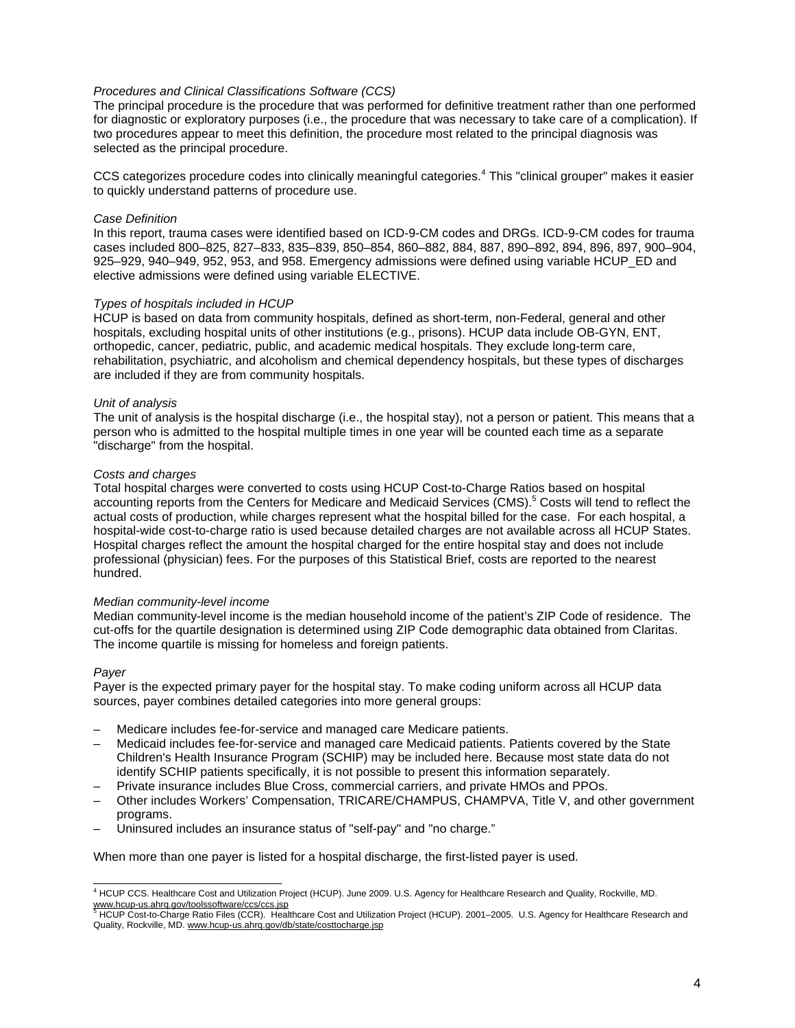*Procedures and Clinical Classifications Software (CCS)*
The principal procedure is the procedure that was performed for definitive treatment rather than one performed for diagnostic or exploratory purposes (i.e., the procedure that was necessary to take care of a complication). If two procedures appear to meet this definition, the procedure most related to the principal diagnosis was selected as the principal procedure.

CCS categorizes procedure codes into clinically meaningful categories.[4] This "clinical grouper" makes it easier to quickly understand patterns of procedure use.

*Case Definition*
In this report, trauma cases were identified based on ICD-9-CM codes and DRGs. ICD-9-CM codes for trauma cases included 800–825, 827–833, 835–839, 850–854, 860–882, 884, 887, 890–892, 894, 896, 897, 900–904, 925–929, 940–949, 952, 953, and 958. Emergency admissions were defined using variable HCUP_ED and elective admissions were defined using variable ELECTIVE.

*Types of hospitals included in HCUP*
HCUP is based on data from community hospitals, defined as short-term, non-Federal, general and other hospitals, excluding hospital units of other institutions (e.g., prisons). HCUP data include OB-GYN, ENT, orthopedic, cancer, pediatric, public, and academic medical hospitals. They exclude long-term care, rehabilitation, psychiatric, and alcoholism and chemical dependency hospitals, but these types of discharges are included if they are from community hospitals.

*Unit of analysis*
The unit of analysis is the hospital discharge (i.e., the hospital stay), not a person or patient. This means that a person who is admitted to the hospital multiple times in one year will be counted each time as a separate "discharge" from the hospital.

*Costs and charges*
Total hospital charges were converted to costs using HCUP Cost-to-Charge Ratios based on hospital accounting reports from the Centers for Medicare and Medicaid Services (CMS).[5] Costs will tend to reflect the actual costs of production, while charges represent what the hospital billed for the case. For each hospital, a hospital-wide cost-to-charge ratio is used because detailed charges are not available across all HCUP States. Hospital charges reflect the amount the hospital charged for the entire hospital stay and does not include professional (physician) fees. For the purposes of this Statistical Brief, costs are reported to the nearest hundred.

*Median community-level income*
Median community-level income is the median household income of the patient's ZIP Code of residence. The cut-offs for the quartile designation is determined using ZIP Code demographic data obtained from Claritas. The income quartile is missing for homeless and foreign patients.

*Payer*
Payer is the expected primary payer for the hospital stay. To make coding uniform across all HCUP data sources, payer combines detailed categories into more general groups:

- Medicare includes fee-for-service and managed care Medicare patients.
- Medicaid includes fee-for-service and managed care Medicaid patients. Patients covered by the State Children's Health Insurance Program (SCHIP) may be included here. Because most state data do not identify SCHIP patients specifically, it is not possible to present this information separately.
- Private insurance includes Blue Cross, commercial carriers, and private HMOs and PPOs.
- Other includes Workers' Compensation, TRICARE/CHAMPUS, CHAMPVA, Title V, and other government programs.
- Uninsured includes an insurance status of "self-pay" and "no charge."

When more than one payer is listed for a hospital discharge, the first-listed payer is used.

---

[4] HCUP CCS. Healthcare Cost and Utilization Project (HCUP). June 2009. U.S. Agency for Healthcare Research and Quality, Rockville, MD. www.hcup-us.ahrq.gov/toolssoftware/ccs/ccs.jsp

[5] HCUP Cost-to-Charge Ratio Files (CCR). Healthcare Cost and Utilization Project (HCUP). 2001–2005. U.S. Agency for Healthcare Research and Quality, Rockville, MD. www.hcup-us.ahrq.gov/db/state/costtocharge.jsp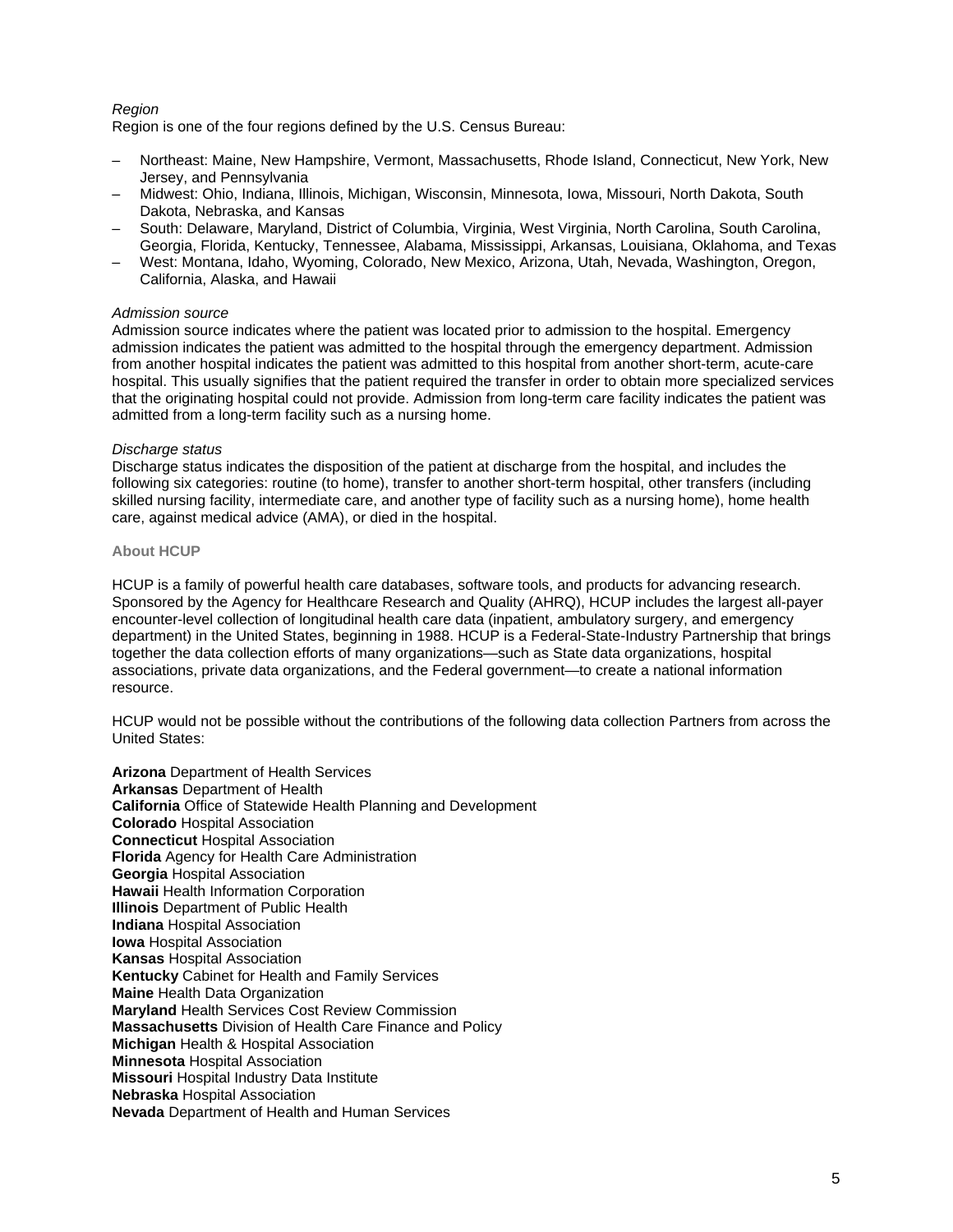*Region*

Region is one of the four regions defined by the U.S. Census Bureau:

- Northeast: Maine, New Hampshire, Vermont, Massachusetts, Rhode Island, Connecticut, New York, New Jersey, and Pennsylvania
- Midwest: Ohio, Indiana, Illinois, Michigan, Wisconsin, Minnesota, Iowa, Missouri, North Dakota, South Dakota, Nebraska, and Kansas
- South: Delaware, Maryland, District of Columbia, Virginia, West Virginia, North Carolina, South Carolina, Georgia, Florida, Kentucky, Tennessee, Alabama, Mississippi, Arkansas, Louisiana, Oklahoma, and Texas
- West: Montana, Idaho, Wyoming, Colorado, New Mexico, Arizona, Utah, Nevada, Washington, Oregon, California, Alaska, and Hawaii

*Admission source*

Admission source indicates where the patient was located prior to admission to the hospital. Emergency admission indicates the patient was admitted to the hospital through the emergency department. Admission from another hospital indicates the patient was admitted to this hospital from another short-term, acute-care hospital. This usually signifies that the patient required the transfer in order to obtain more specialized services that the originating hospital could not provide. Admission from long-term care facility indicates the patient was admitted from a long-term facility such as a nursing home.

*Discharge status*

Discharge status indicates the disposition of the patient at discharge from the hospital, and includes the following six categories: routine (to home), transfer to another short-term hospital, other transfers (including skilled nursing facility, intermediate care, and another type of facility such as a nursing home), home health care, against medical advice (AMA), or died in the hospital.

**About HCUP**

HCUP is a family of powerful health care databases, software tools, and products for advancing research. Sponsored by the Agency for Healthcare Research and Quality (AHRQ), HCUP includes the largest all-payer encounter-level collection of longitudinal health care data (inpatient, ambulatory surgery, and emergency department) in the United States, beginning in 1988. HCUP is a Federal-State-Industry Partnership that brings together the data collection efforts of many organizations—such as State data organizations, hospital associations, private data organizations, and the Federal government—to create a national information resource.

HCUP would not be possible without the contributions of the following data collection Partners from across the United States:

**Arizona** Department of Health Services
**Arkansas** Department of Health
**California** Office of Statewide Health Planning and Development
**Colorado** Hospital Association
**Connecticut** Hospital Association
**Florida** Agency for Health Care Administration
**Georgia** Hospital Association
**Hawaii** Health Information Corporation
**Illinois** Department of Public Health
**Indiana** Hospital Association
**Iowa** Hospital Association
**Kansas** Hospital Association
**Kentucky** Cabinet for Health and Family Services
**Maine** Health Data Organization
**Maryland** Health Services Cost Review Commission
**Massachusetts** Division of Health Care Finance and Policy
**Michigan** Health & Hospital Association
**Minnesota** Hospital Association
**Missouri** Hospital Industry Data Institute
**Nebraska** Hospital Association
**Nevada** Department of Health and Human Services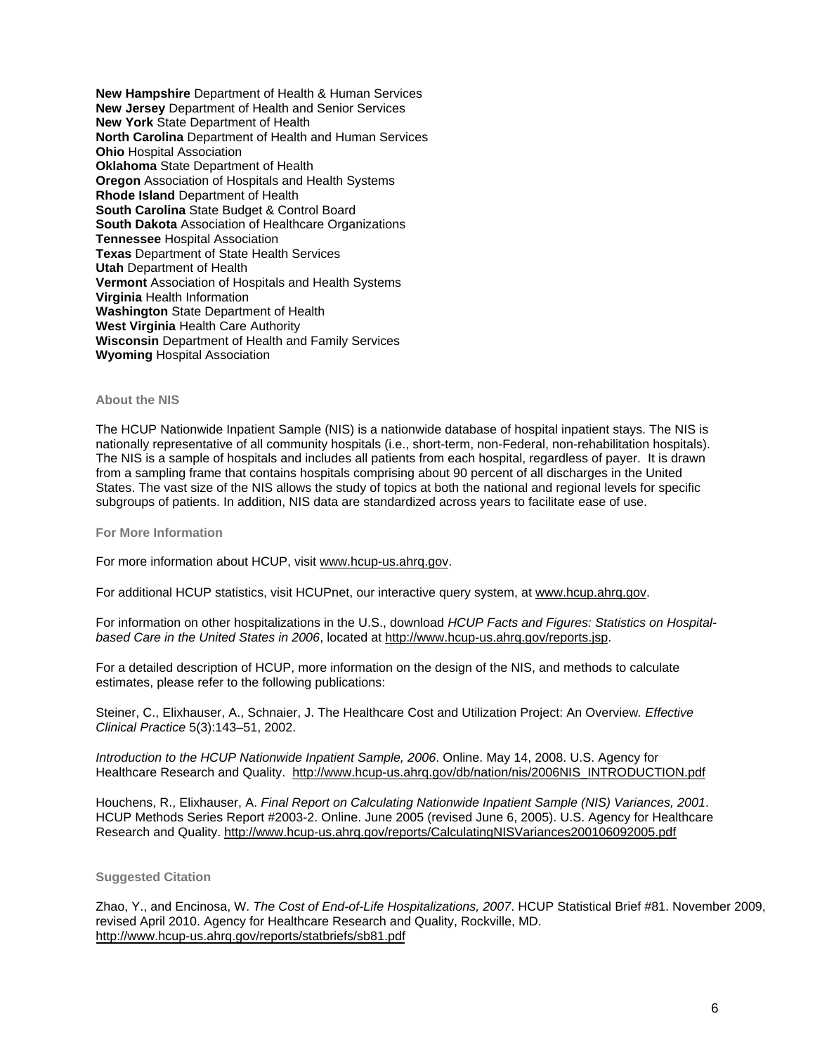**New Hampshire** Department of Health & Human Services
**New Jersey** Department of Health and Senior Services
**New York** State Department of Health
**North Carolina** Department of Health and Human Services
**Ohio** Hospital Association
**Oklahoma** State Department of Health
**Oregon** Association of Hospitals and Health Systems
**Rhode Island** Department of Health
**South Carolina** State Budget & Control Board
**South Dakota** Association of Healthcare Organizations
**Tennessee** Hospital Association
**Texas** Department of State Health Services
**Utah** Department of Health
**Vermont** Association of Hospitals and Health Systems
**Virginia** Health Information
**Washington** State Department of Health
**West Virginia** Health Care Authority
**Wisconsin** Department of Health and Family Services
**Wyoming** Hospital Association

### About the NIS

The HCUP Nationwide Inpatient Sample (NIS) is a nationwide database of hospital inpatient stays. The NIS is nationally representative of all community hospitals (i.e., short-term, non-Federal, non-rehabilitation hospitals). The NIS is a sample of hospitals and includes all patients from each hospital, regardless of payer. It is drawn from a sampling frame that contains hospitals comprising about 90 percent of all discharges in the United States. The vast size of the NIS allows the study of topics at both the national and regional levels for specific subgroups of patients. In addition, NIS data are standardized across years to facilitate ease of use.

### For More Information

For more information about HCUP, visit www.hcup-us.ahrq.gov.

For additional HCUP statistics, visit HCUPnet, our interactive query system, at www.hcup.ahrq.gov.

For information on other hospitalizations in the U.S., download *HCUP Facts and Figures: Statistics on Hospital-based Care in the United States in 2006*, located at http://www.hcup-us.ahrq.gov/reports.jsp.

For a detailed description of HCUP, more information on the design of the NIS, and methods to calculate estimates, please refer to the following publications:

Steiner, C., Elixhauser, A., Schnaier, J. The Healthcare Cost and Utilization Project: An Overview. *Effective Clinical Practice* 5(3):143–51, 2002.

*Introduction to the HCUP Nationwide Inpatient Sample, 2006*. Online. May 14, 2008. U.S. Agency for Healthcare Research and Quality. http://www.hcup-us.ahrq.gov/db/nation/nis/2006NIS_INTRODUCTION.pdf

Houchens, R., Elixhauser, A. *Final Report on Calculating Nationwide Inpatient Sample (NIS) Variances, 2001*. HCUP Methods Series Report #2003-2. Online. June 2005 (revised June 6, 2005). U.S. Agency for Healthcare Research and Quality. http://www.hcup-us.ahrq.gov/reports/CalculatingNISVariances200106092005.pdf

### Suggested Citation

Zhao, Y., and Encinosa, W. *The Cost of End-of-Life Hospitalizations, 2007*. HCUP Statistical Brief #81. November 2009, revised April 2010. Agency for Healthcare Research and Quality, Rockville, MD. http://www.hcup-us.ahrq.gov/reports/statbriefs/sb81.pdf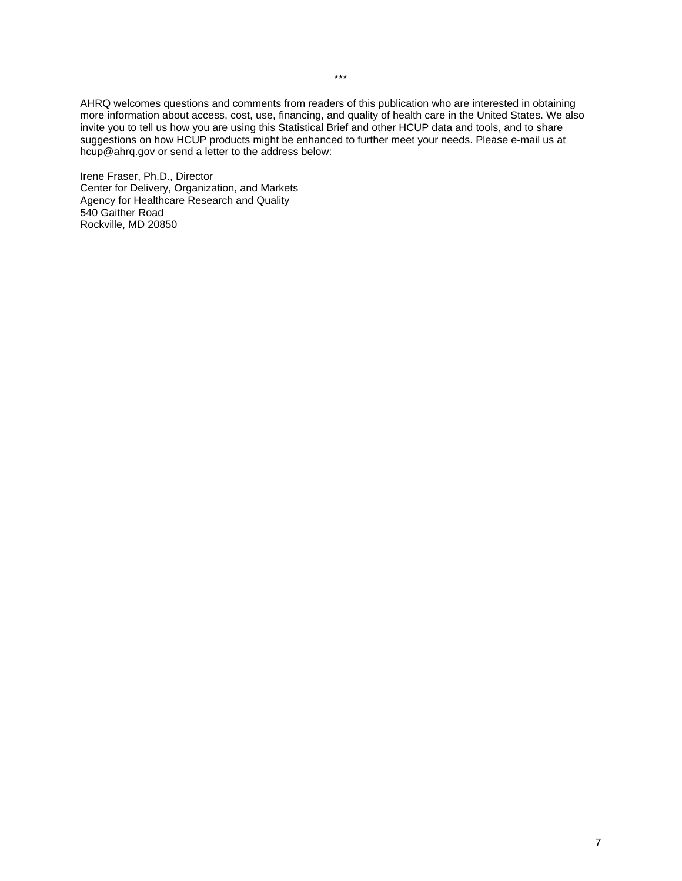***

AHRQ welcomes questions and comments from readers of this publication who are interested in obtaining more information about access, cost, use, financing, and quality of health care in the United States. We also invite you to tell us how you are using this Statistical Brief and other HCUP data and tools, and to share suggestions on how HCUP products might be enhanced to further meet your needs. Please e-mail us at hcup@ahrq.gov or send a letter to the address below:

Irene Fraser, Ph.D., Director
Center for Delivery, Organization, and Markets
Agency for Healthcare Research and Quality
540 Gaither Road
Rockville, MD 20850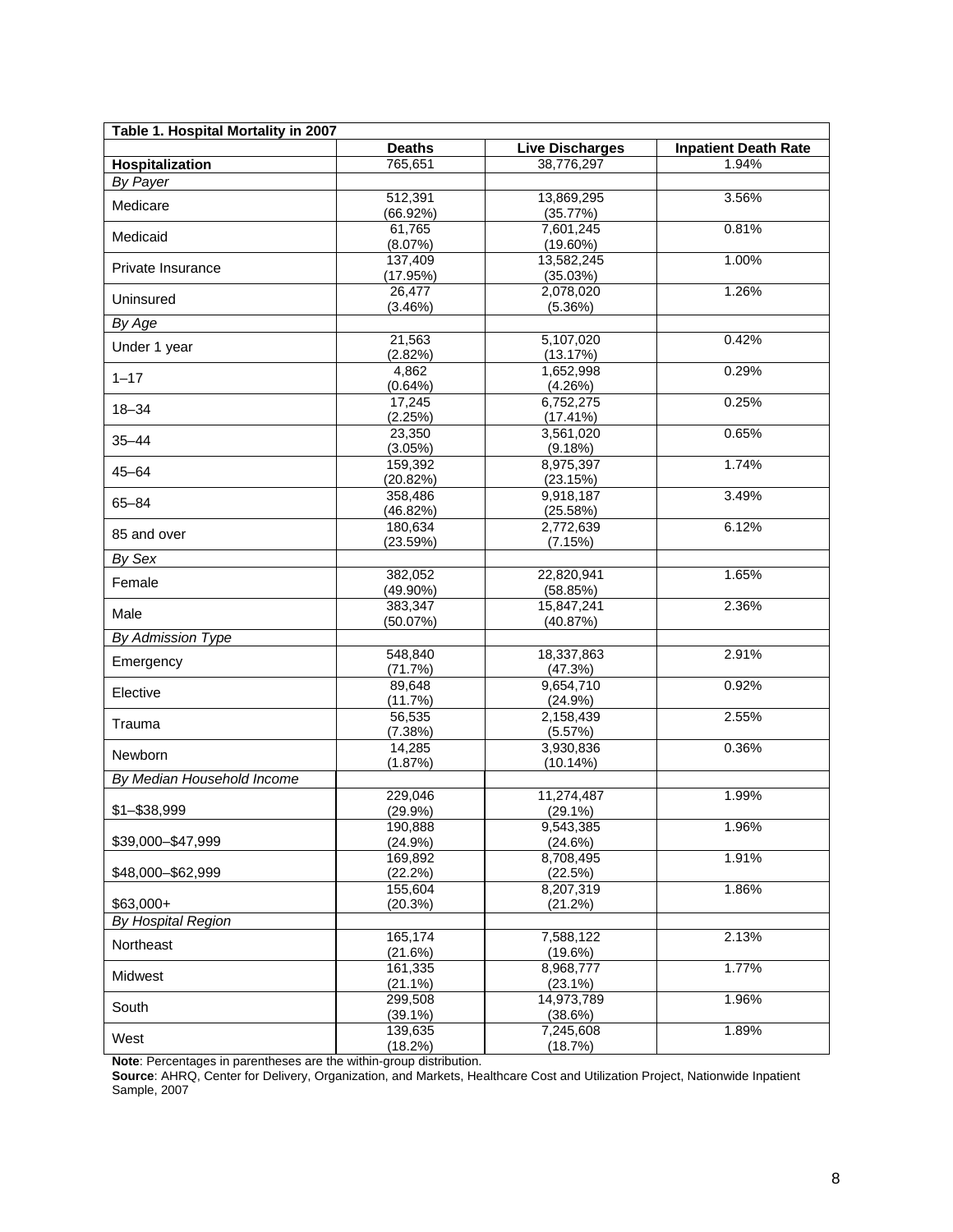| Table 1. Hospital Mortality in 2007 | | | |
|---|---|---|---|
| | **Deaths** | **Live Discharges** | **Inpatient Death Rate** |
| **Hospitalization** | 765,651 | 38,776,297 | 1.94% |
| *By Payer* | | | |
| Medicare | 512,391 (66.92%) | 13,869,295 (35.77%) | 3.56% |
| Medicaid | 61,765 (8.07%) | 7,601,245 (19.60%) | 0.81% |
| Private Insurance | 137,409 (17.95%) | 13,582,245 (35.03%) | 1.00% |
| Uninsured | 26,477 (3.46%) | 2,078,020 (5.36%) | 1.26% |
| *By Age* | | | |
| Under 1 year | 21,563 (2.82%) | 5,107,020 (13.17%) | 0.42% |
| 1–17 | 4,862 (0.64%) | 1,652,998 (4.26%) | 0.29% |
| 18–34 | 17,245 (2.25%) | 6,752,275 (17.41%) | 0.25% |
| 35–44 | 23,350 (3.05%) | 3,561,020 (9.18%) | 0.65% |
| 45–64 | 159,392 (20.82%) | 8,975,397 (23.15%) | 1.74% |
| 65–84 | 358,486 (46.82%) | 9,918,187 (25.58%) | 3.49% |
| 85 and over | 180,634 (23.59%) | 2,772,639 (7.15%) | 6.12% |
| *By Sex* | | | |
| Female | 382,052 (49.90%) | 22,820,941 (58.85%) | 1.65% |
| Male | 383,347 (50.07%) | 15,847,241 (40.87%) | 2.36% |
| *By Admission Type* | | | |
| Emergency | 548,840 (71.7%) | 18,337,863 (47.3%) | 2.91% |
| Elective | 89,648 (11.7%) | 9,654,710 (24.9%) | 0.92% |
| Trauma | 56,535 (7.38%) | 2,158,439 (5.57%) | 2.55% |
| Newborn | 14,285 (1.87%) | 3,930,836 (10.14%) | 0.36% |
| *By Median Household Income* | | | |
| $1–$38,999 | 229,046 (29.9%) | 11,274,487 (29.1%) | 1.99% |
| $39,000–$47,999 | 190,888 (24.9%) | 9,543,385 (24.6%) | 1.96% |
| $48,000–$62,999 | 169,892 (22.2%) | 8,708,495 (22.5%) | 1.91% |
| $63,000+ | 155,604 (20.3%) | 8,207,319 (21.2%) | 1.86% |
| *By Hospital Region* | | | |
| Northeast | 165,174 (21.6%) | 7,588,122 (19.6%) | 2.13% |
| Midwest | 161,335 (21.1%) | 8,968,777 (23.1%) | 1.77% |
| South | 299,508 (39.1%) | 14,973,789 (38.6%) | 1.96% |
| West | 139,635 (18.2%) | 7,245,608 (18.7%) | 1.89% |

**Note**: Percentages in parentheses are the within-group distribution.

**Source**: AHRQ, Center for Delivery, Organization, and Markets, Healthcare Cost and Utilization Project, Nationwide Inpatient Sample, 2007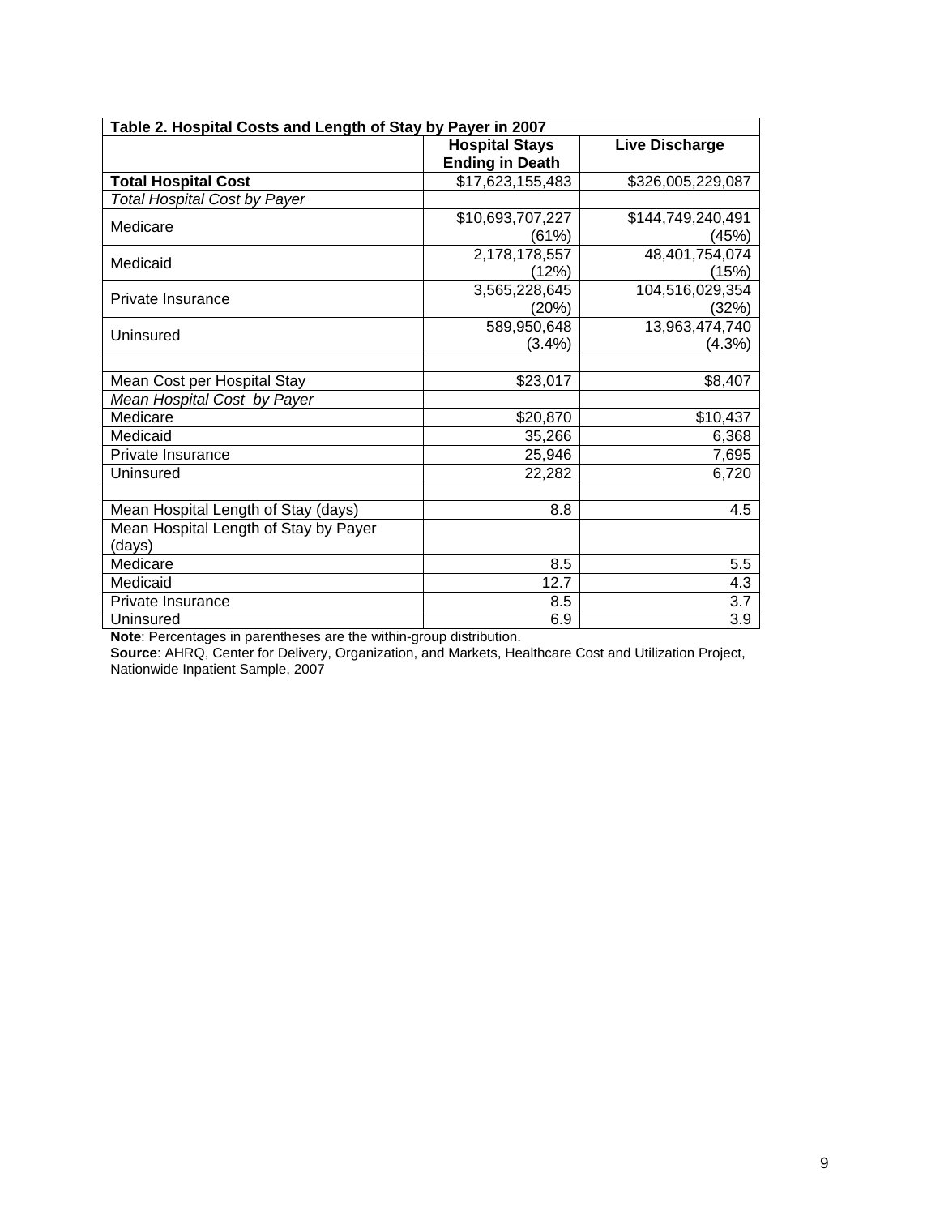| Table 2. Hospital Costs and Length of Stay by Payer in 2007 | | |
|---|---|---|
| | **Hospital Stays Ending in Death** | **Live Discharge** |
| **Total Hospital Cost** | $17,623,155,483 | $326,005,229,087 |
| *Total Hospital Cost by Payer* | | |
| Medicare | $10,693,707,227 (61%) | $144,749,240,491 (45%) |
| Medicaid | 2,178,178,557 (12%) | 48,401,754,074 (15%) |
| Private Insurance | 3,565,228,645 (20%) | 104,516,029,354 (32%) |
| Uninsured | 589,950,648 (3.4%) | 13,963,474,740 (4.3%) |
| | | |
| Mean Cost per Hospital Stay | $23,017 | $8,407 |
| *Mean Hospital Cost by Payer* | | |
| Medicare | $20,870 | $10,437 |
| Medicaid | 35,266 | 6,368 |
| Private Insurance | 25,946 | 7,695 |
| Uninsured | 22,282 | 6,720 |
| | | |
| Mean Hospital Length of Stay (days) | 8.8 | 4.5 |
| Mean Hospital Length of Stay by Payer (days) | | |
| Medicare | 8.5 | 5.5 |
| Medicaid | 12.7 | 4.3 |
| Private Insurance | 8.5 | 3.7 |
| Uninsured | 6.9 | 3.9 |

**Note**: Percentages in parentheses are the within-group distribution.

**Source**: AHRQ, Center for Delivery, Organization, and Markets, Healthcare Cost and Utilization Project, Nationwide Inpatient Sample, 2007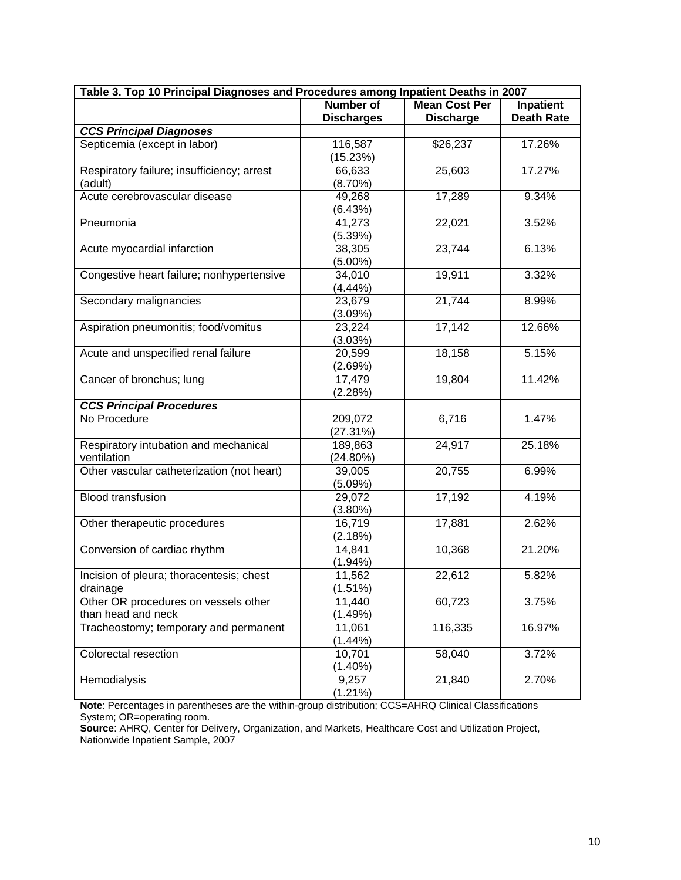| Table 3. Top 10 Principal Diagnoses and Procedures among Inpatient Deaths in 2007 | | | |
|---|---|---|---|
| | **Number of Discharges** | **Mean Cost Per Discharge** | **Inpatient Death Rate** |
| ***CCS Principal Diagnoses*** | | | |
| Septicemia (except in labor) | 116,587 (15.23%) | $26,237 | 17.26% |
| Respiratory failure; insufficiency; arrest (adult) | 66,633 (8.70%) | 25,603 | 17.27% |
| Acute cerebrovascular disease | 49,268 (6.43%) | 17,289 | 9.34% |
| Pneumonia | 41,273 (5.39%) | 22,021 | 3.52% |
| Acute myocardial infarction | 38,305 (5.00%) | 23,744 | 6.13% |
| Congestive heart failure; nonhypertensive | 34,010 (4.44%) | 19,911 | 3.32% |
| Secondary malignancies | 23,679 (3.09%) | 21,744 | 8.99% |
| Aspiration pneumonitis; food/vomitus | 23,224 (3.03%) | 17,142 | 12.66% |
| Acute and unspecified renal failure | 20,599 (2.69%) | 18,158 | 5.15% |
| Cancer of bronchus; lung | 17,479 (2.28%) | 19,804 | 11.42% |
| ***CCS Principal Procedures*** | | | |
| No Procedure | 209,072 (27.31%) | 6,716 | 1.47% |
| Respiratory intubation and mechanical ventilation | 189,863 (24.80%) | 24,917 | 25.18% |
| Other vascular catheterization (not heart) | 39,005 (5.09%) | 20,755 | 6.99% |
| Blood transfusion | 29,072 (3.80%) | 17,192 | 4.19% |
| Other therapeutic procedures | 16,719 (2.18%) | 17,881 | 2.62% |
| Conversion of cardiac rhythm | 14,841 (1.94%) | 10,368 | 21.20% |
| Incision of pleura; thoracentesis; chest drainage | 11,562 (1.51%) | 22,612 | 5.82% |
| Other OR procedures on vessels other than head and neck | 11,440 (1.49%) | 60,723 | 3.75% |
| Tracheostomy; temporary and permanent | 11,061 (1.44%) | 116,335 | 16.97% |
| Colorectal resection | 10,701 (1.40%) | 58,040 | 3.72% |
| Hemodialysis | 9,257 (1.21%) | 21,840 | 2.70% |

**Note**: Percentages in parentheses are the within-group distribution; CCS=AHRQ Clinical Classifications System; OR=operating room.
**Source**: AHRQ, Center for Delivery, Organization, and Markets, Healthcare Cost and Utilization Project, Nationwide Inpatient Sample, 2007